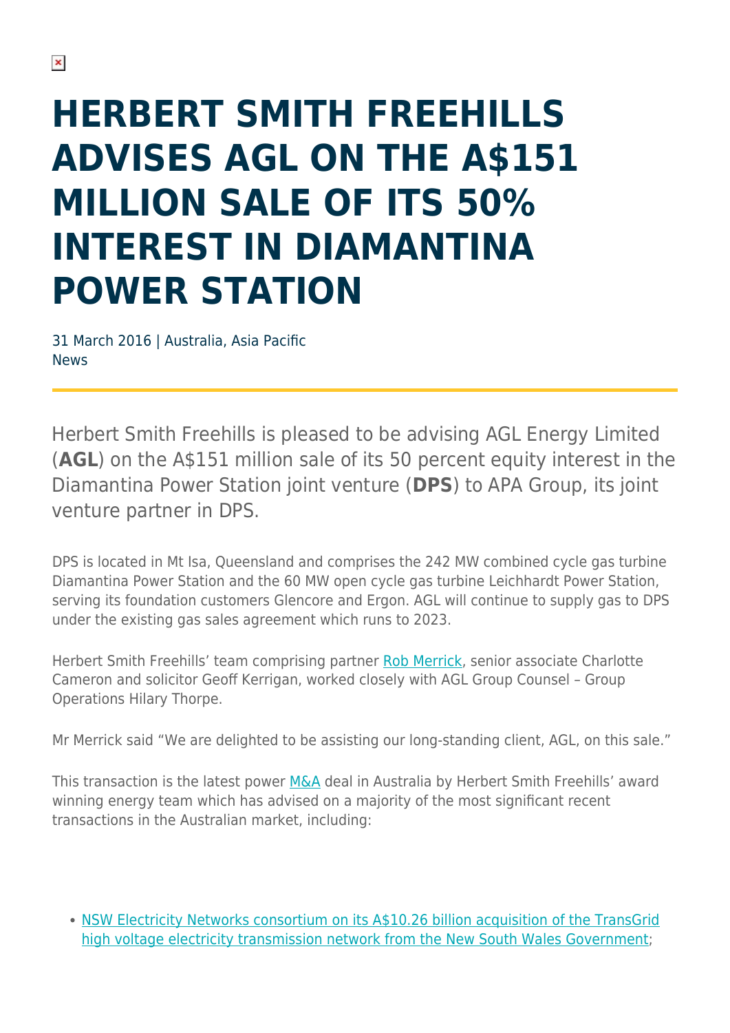# HERBERT SMITH FREEHILLS ADVISES AGL ON THE A$151 MILLION SALE OF ITS 50% INTEREST IN DIAMANTINA POWER STATION

31 March 2016 | Australia, Asia Pacific
News

Herbert Smith Freehills is pleased to be advising AGL Energy Limited (**AGL**) on the A$151 million sale of its 50 percent equity interest in the Diamantina Power Station joint venture (**DPS**) to APA Group, its joint venture partner in DPS.

DPS is located in Mt Isa, Queensland and comprises the 242 MW combined cycle gas turbine Diamantina Power Station and the 60 MW open cycle gas turbine Leichhardt Power Station, serving its foundation customers Glencore and Ergon. AGL will continue to supply gas to DPS under the existing gas sales agreement which runs to 2023.

Herbert Smith Freehills' team comprising partner Rob Merrick, senior associate Charlotte Cameron and solicitor Geoff Kerrigan, worked closely with AGL Group Counsel – Group Operations Hilary Thorpe.

Mr Merrick said "We are delighted to be assisting our long-standing client, AGL, on this sale."

This transaction is the latest power M&A deal in Australia by Herbert Smith Freehills' award winning energy team which has advised on a majority of the most significant recent transactions in the Australian market, including:

- NSW Electricity Networks consortium on its A$10.26 billion acquisition of the TransGrid high voltage electricity transmission network from the New South Wales Government;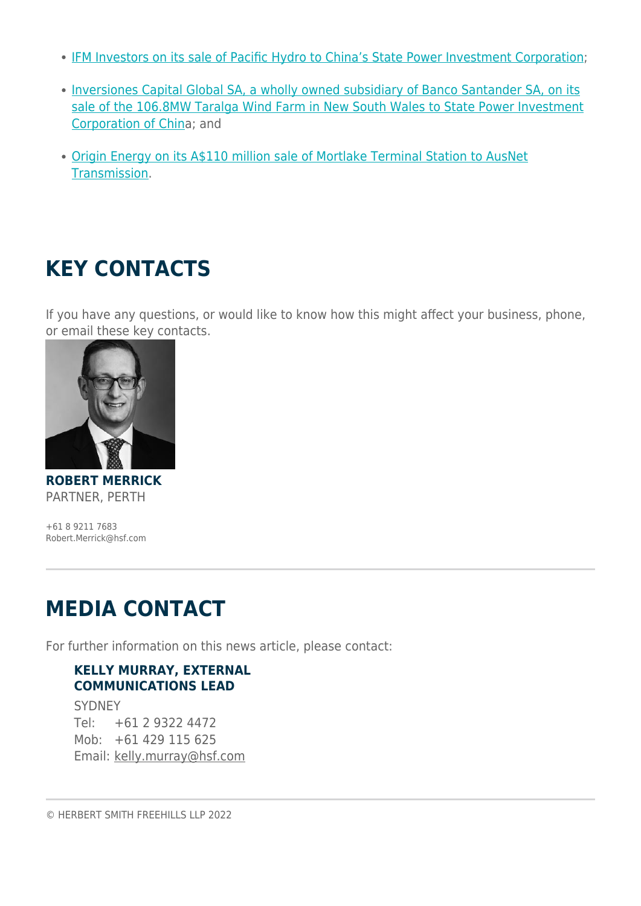- IFM Investors on its sale of Pacific Hydro to China's State Power Investment Corporation;
- Inversiones Capital Global SA, a wholly owned subsidiary of Banco Santander SA, on its sale of the 106.8MW Taralga Wind Farm in New South Wales to State Power Investment Corporation of China; and
- Origin Energy on its A$110 million sale of Mortlake Terminal Station to AusNet Transmission.

## KEY CONTACTS

If you have any questions, or would like to know how this might affect your business, phone, or email these key contacts.

**ROBERT MERRICK**
PARTNER, PERTH

+61 8 9211 7683
Robert.Merrick@hsf.com

## MEDIA CONTACT

For further information on this news article, please contact:

**KELLY MURRAY, EXTERNAL COMMUNICATIONS LEAD**

SYDNEY
Tel: +61 2 9322 4472
Mob: +61 429 115 625
Email: kelly.murray@hsf.com

© HERBERT SMITH FREEHILLS LLP 2022